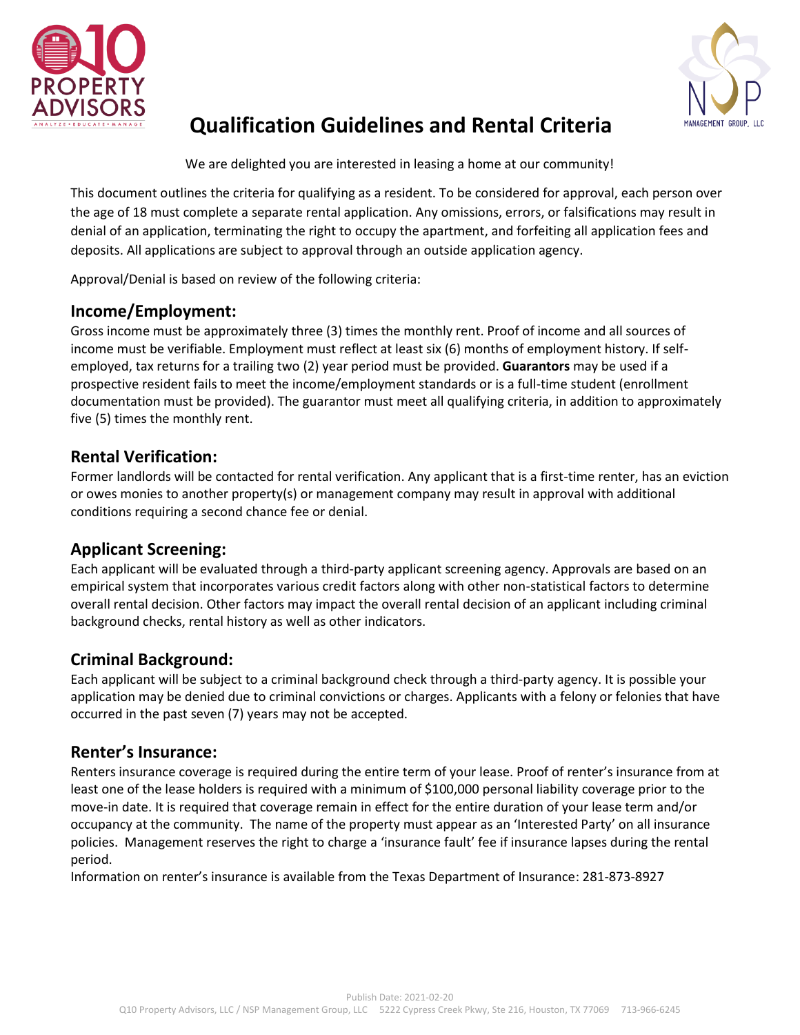# Qualification Guidelines and Rental Criteria

We are delighted you are interested in leasing a home at our community!

This document outlines the criteria for qualifying as a resident. To be considered for approval, each person over the age of 18 must complete a separate rental application. Any omissions, errors, or falsifications may result in denial of an application, terminating the right to occupy the apartment, and forfeiting all application fees and deposits. All applications are subject to approval through an outside application agency.

Approval/Denial is based on review of the following criteria:

## Income/Employment:

Gross income must be approximately three (3) times the monthly rent. Proof of income and all sources of income must be verifiable. Employment must reflect at least six (6) months of employment history. If self-employed, tax returns for a trailing two (2) year period must be provided. **Guarantors** may be used if a prospective resident fails to meet the income/employment standards or is a full-time student (enrollment documentation must be provided). The guarantor must meet all qualifying criteria, in addition to approximately five (5) times the monthly rent.

## Rental Verification:

Former landlords will be contacted for rental verification. Any applicant that is a first-time renter, has an eviction or owes monies to another property(s) or management company may result in approval with additional conditions requiring a second chance fee or denial.

## Applicant Screening:

Each applicant will be evaluated through a third-party applicant screening agency. Approvals are based on an empirical system that incorporates various credit factors along with other non-statistical factors to determine overall rental decision. Other factors may impact the overall rental decision of an applicant including criminal background checks, rental history as well as other indicators.

## Criminal Background:

Each applicant will be subject to a criminal background check through a third-party agency. It is possible your application may be denied due to criminal convictions or charges. Applicants with a felony or felonies that have occurred in the past seven (7) years may not be accepted.

## Renter's Insurance:

Renters insurance coverage is required during the entire term of your lease. Proof of renter's insurance from at least one of the lease holders is required with a minimum of $100,000 personal liability coverage prior to the move-in date. It is required that coverage remain in effect for the entire duration of your lease term and/or occupancy at the community. The name of the property must appear as an 'Interested Party' on all insurance policies. Management reserves the right to charge a 'insurance fault' fee if insurance lapses during the rental period.

Information on renter's insurance is available from the Texas Department of Insurance: 281-873-8927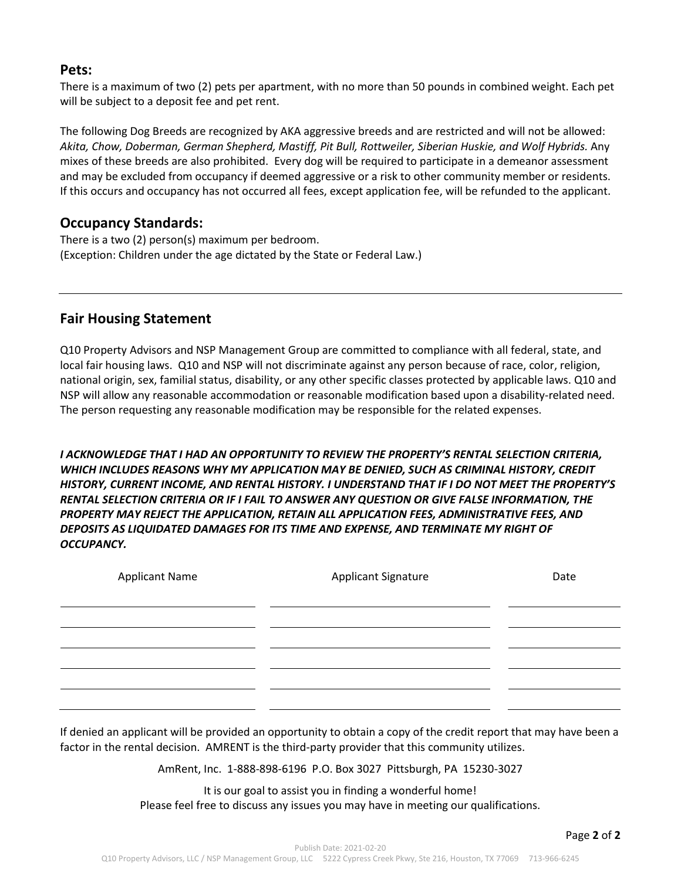## Pets:

There is a maximum of two (2) pets per apartment, with no more than 50 pounds in combined weight. Each pet will be subject to a deposit fee and pet rent.

The following Dog Breeds are recognized by AKA aggressive breeds and are restricted and will not be allowed: *Akita, Chow, Doberman, German Shepherd, Mastiff, Pit Bull, Rottweiler, Siberian Huskie, and Wolf Hybrids.* Any mixes of these breeds are also prohibited. Every dog will be required to participate in a demeanor assessment and may be excluded from occupancy if deemed aggressive or a risk to other community member or residents. If this occurs and occupancy has not occurred all fees, except application fee, will be refunded to the applicant.

## Occupancy Standards:

There is a two (2) person(s) maximum per bedroom.
(Exception: Children under the age dictated by the State or Federal Law.)

---

## Fair Housing Statement

Q10 Property Advisors and NSP Management Group are committed to compliance with all federal, state, and local fair housing laws. Q10 and NSP will not discriminate against any person because of race, color, religion, national origin, sex, familial status, disability, or any other specific classes protected by applicable laws. Q10 and NSP will allow any reasonable accommodation or reasonable modification based upon a disability-related need. The person requesting any reasonable modification may be responsible for the related expenses.

***I ACKNOWLEDGE THAT I HAD AN OPPORTUNITY TO REVIEW THE PROPERTY'S RENTAL SELECTION CRITERIA, WHICH INCLUDES REASONS WHY MY APPLICATION MAY BE DENIED, SUCH AS CRIMINAL HISTORY, CREDIT HISTORY, CURRENT INCOME, AND RENTAL HISTORY. I UNDERSTAND THAT IF I DO NOT MEET THE PROPERTY'S RENTAL SELECTION CRITERIA OR IF I FAIL TO ANSWER ANY QUESTION OR GIVE FALSE INFORMATION, THE PROPERTY MAY REJECT THE APPLICATION, RETAIN ALL APPLICATION FEES, ADMINISTRATIVE FEES, AND DEPOSITS AS LIQUIDATED DAMAGES FOR ITS TIME AND EXPENSE, AND TERMINATE MY RIGHT OF OCCUPANCY.***

| Applicant Name | Applicant Signature | Date |
| --- | --- | --- |
| | | |
| | | |
| | | |
| | | |
| | | |
| | | |

If denied an applicant will be provided an opportunity to obtain a copy of the credit report that may have been a factor in the rental decision. AMRENT is the third-party provider that this community utilizes.

AmRent, Inc. 1-888-898-6196 P.O. Box 3027 Pittsburgh, PA 15230-3027

It is our goal to assist you in finding a wonderful home!
Please feel free to discuss any issues you may have in meeting our qualifications.

Publish Date: 2021-02-20
Q10 Property Advisors, LLC / NSP Management Group, LLC 5222 Cypress Creek Pkwy, Ste 216, Houston, TX 77069 713-966-6245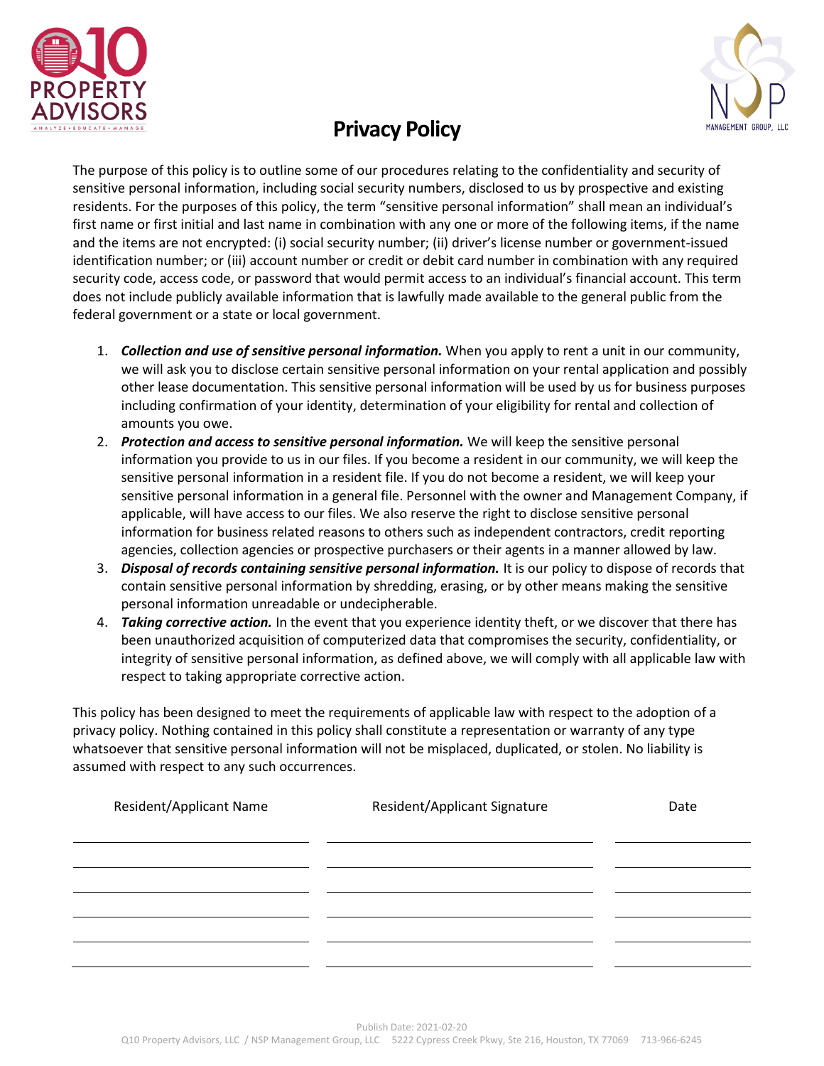# Privacy Policy

The purpose of this policy is to outline some of our procedures relating to the confidentiality and security of sensitive personal information, including social security numbers, disclosed to us by prospective and existing residents. For the purposes of this policy, the term "sensitive personal information" shall mean an individual's first name or first initial and last name in combination with any one or more of the following items, if the name and the items are not encrypted: (i) social security number; (ii) driver's license number or government-issued identification number; or (iii) account number or credit or debit card number in combination with any required security code, access code, or password that would permit access to an individual's financial account. This term does not include publicly available information that is lawfully made available to the general public from the federal government or a state or local government.

1. ***Collection and use of sensitive personal information.*** When you apply to rent a unit in our community, we will ask you to disclose certain sensitive personal information on your rental application and possibly other lease documentation. This sensitive personal information will be used by us for business purposes including confirmation of your identity, determination of your eligibility for rental and collection of amounts you owe.
2. ***Protection and access to sensitive personal information.*** We will keep the sensitive personal information you provide to us in our files. If you become a resident in our community, we will keep the sensitive personal information in a resident file. If you do not become a resident, we will keep your sensitive personal information in a general file. Personnel with the owner and Management Company, if applicable, will have access to our files. We also reserve the right to disclose sensitive personal information for business related reasons to others such as independent contractors, credit reporting agencies, collection agencies or prospective purchasers or their agents in a manner allowed by law.
3. ***Disposal of records containing sensitive personal information.*** It is our policy to dispose of records that contain sensitive personal information by shredding, erasing, or by other means making the sensitive personal information unreadable or undecipherable.
4. ***Taking corrective action.*** In the event that you experience identity theft, or we discover that there has been unauthorized acquisition of computerized data that compromises the security, confidentiality, or integrity of sensitive personal information, as defined above, we will comply with all applicable law with respect to taking appropriate corrective action.

This policy has been designed to meet the requirements of applicable law with respect to the adoption of a privacy policy. Nothing contained in this policy shall constitute a representation or warranty of any type whatsoever that sensitive personal information will not be misplaced, duplicated, or stolen. No liability is assumed with respect to any such occurrences.

| Resident/Applicant Name | Resident/Applicant Signature | Date |
|---|---|---|
| | | |
| | | |
| | | |
| | | |
| | | |
| | | |

Publish Date: 2021-02-20

Q10 Property Advisors, LLC / NSP Management Group, LLC 5222 Cypress Creek Pkwy, Ste 216, Houston, TX 77069 713-966-6245